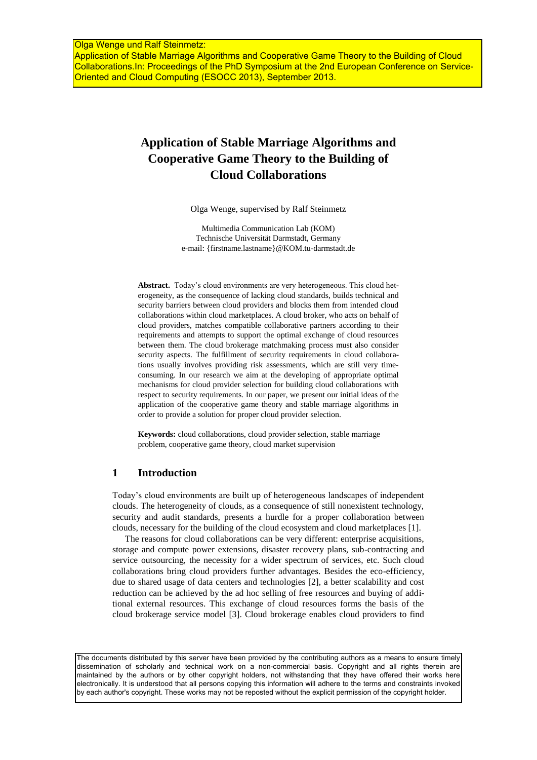Olga Wenge und Ralf Steinmetz:
Application of Stable Marriage Algorithms and Cooperative Game Theory to the Building of Cloud Collaborations.In: Proceedings of the PhD Symposium at the 2nd European Conference on Service-Oriented and Cloud Computing (ESOCC 2013), September 2013.

# Application of Stable Marriage Algorithms and Cooperative Game Theory to the Building of Cloud Collaborations

Olga Wenge, supervised by Ralf Steinmetz

Multimedia Communication Lab (KOM)
Technische Universität Darmstadt, Germany
e-mail: {firstname.lastname}@KOM.tu-darmstadt.de

**Abstract.** Today's cloud environments are very heterogeneous. This cloud heterogeneity, as the consequence of lacking cloud standards, builds technical and security barriers between cloud providers and blocks them from intended cloud collaborations within cloud marketplaces. A cloud broker, who acts on behalf of cloud providers, matches compatible collaborative partners according to their requirements and attempts to support the optimal exchange of cloud resources between them. The cloud brokerage matchmaking process must also consider security aspects. The fulfillment of security requirements in cloud collaborations usually involves providing risk assessments, which are still very time-consuming. In our research we aim at the developing of appropriate optimal mechanisms for cloud provider selection for building cloud collaborations with respect to security requirements. In our paper, we present our initial ideas of the application of the cooperative game theory and stable marriage algorithms in order to provide a solution for proper cloud provider selection.

**Keywords:** cloud collaborations, cloud provider selection, stable marriage problem, cooperative game theory, cloud market supervision

## 1 Introduction

Today's cloud environments are built up of heterogeneous landscapes of independent clouds. The heterogeneity of clouds, as a consequence of still nonexistent technology, security and audit standards, presents a hurdle for a proper collaboration between clouds, necessary for the building of the cloud ecosystem and cloud marketplaces [1].

The reasons for cloud collaborations can be very different: enterprise acquisitions, storage and compute power extensions, disaster recovery plans, sub-contracting and service outsourcing, the necessity for a wider spectrum of services, etc. Such cloud collaborations bring cloud providers further advantages. Besides the eco-efficiency, due to shared usage of data centers and technologies [2], a better scalability and cost reduction can be achieved by the ad hoc selling of free resources and buying of additional external resources. This exchange of cloud resources forms the basis of the cloud brokerage service model [3]. Cloud brokerage enables cloud providers to find

The documents distributed by this server have been provided by the contributing authors as a means to ensure timely dissemination of scholarly and technical work on a non-commercial basis. Copyright and all rights therein are maintained by the authors or by other copyright holders, not withstanding that they have offered their works here electronically. It is understood that all persons copying this information will adhere to the terms and constraints invoked by each author's copyright. These works may not be reposted without the explicit permission of the copyright holder.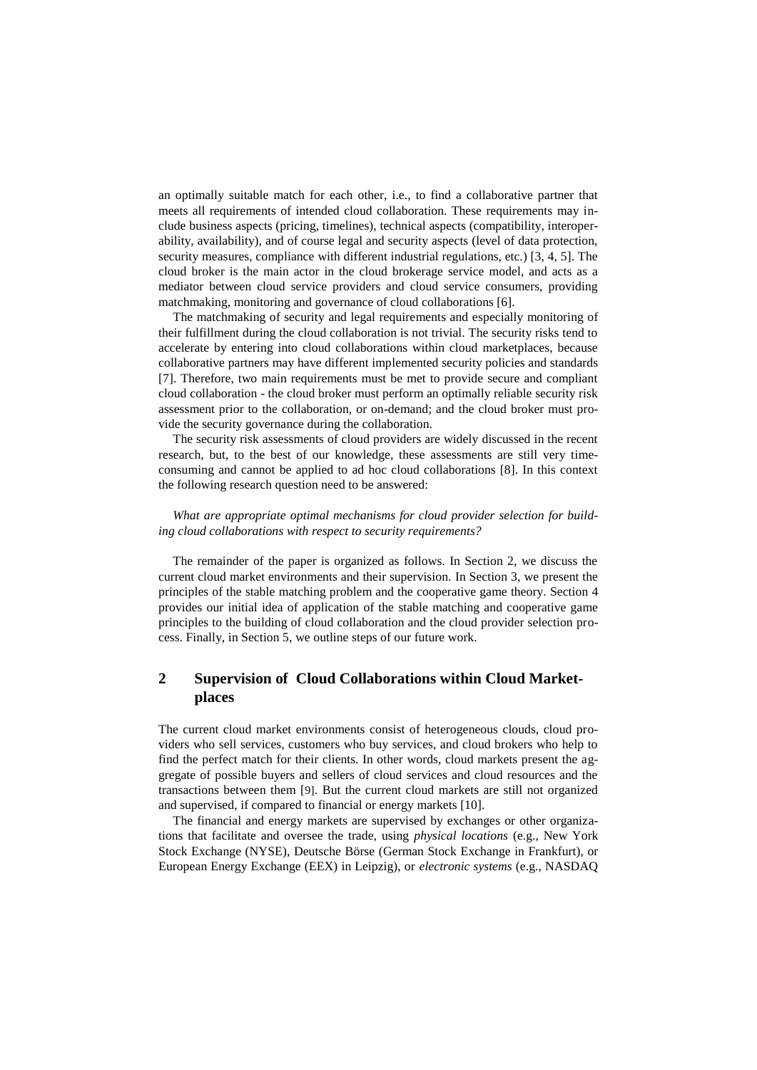an optimally suitable match for each other, i.e., to find a collaborative partner that meets all requirements of intended cloud collaboration. These requirements may include business aspects (pricing, timelines), technical aspects (compatibility, interoperability, availability), and of course legal and security aspects (level of data protection, security measures, compliance with different industrial regulations, etc.) [3, 4, 5]. The cloud broker is the main actor in the cloud brokerage service model, and acts as a mediator between cloud service providers and cloud service consumers, providing matchmaking, monitoring and governance of cloud collaborations [6].

The matchmaking of security and legal requirements and especially monitoring of their fulfillment during the cloud collaboration is not trivial. The security risks tend to accelerate by entering into cloud collaborations within cloud marketplaces, because collaborative partners may have different implemented security policies and standards [7]. Therefore, two main requirements must be met to provide secure and compliant cloud collaboration - the cloud broker must perform an optimally reliable security risk assessment prior to the collaboration, or on-demand; and the cloud broker must provide the security governance during the collaboration.

The security risk assessments of cloud providers are widely discussed in the recent research, but, to the best of our knowledge, these assessments are still very time-consuming and cannot be applied to ad hoc cloud collaborations [8]. In this context the following research question need to be answered:

*What are appropriate optimal mechanisms for cloud provider selection for building cloud collaborations with respect to security requirements?*

The remainder of the paper is organized as follows. In Section 2, we discuss the current cloud market environments and their supervision. In Section 3, we present the principles of the stable matching problem and the cooperative game theory. Section 4 provides our initial idea of application of the stable matching and cooperative game principles to the building of cloud collaboration and the cloud provider selection process. Finally, in Section 5, we outline steps of our future work.

## 2 Supervision of Cloud Collaborations within Cloud Marketplaces

The current cloud market environments consist of heterogeneous clouds, cloud providers who sell services, customers who buy services, and cloud brokers who help to find the perfect match for their clients. In other words, cloud markets present the aggregate of possible buyers and sellers of cloud services and cloud resources and the transactions between them [9]. But the current cloud markets are still not organized and supervised, if compared to financial or energy markets [10].

The financial and energy markets are supervised by exchanges or other organizations that facilitate and oversee the trade, using *physical locations* (e.g., New York Stock Exchange (NYSE), Deutsche Börse (German Stock Exchange in Frankfurt), or European Energy Exchange (EEX) in Leipzig), or *electronic systems* (e.g., NASDAQ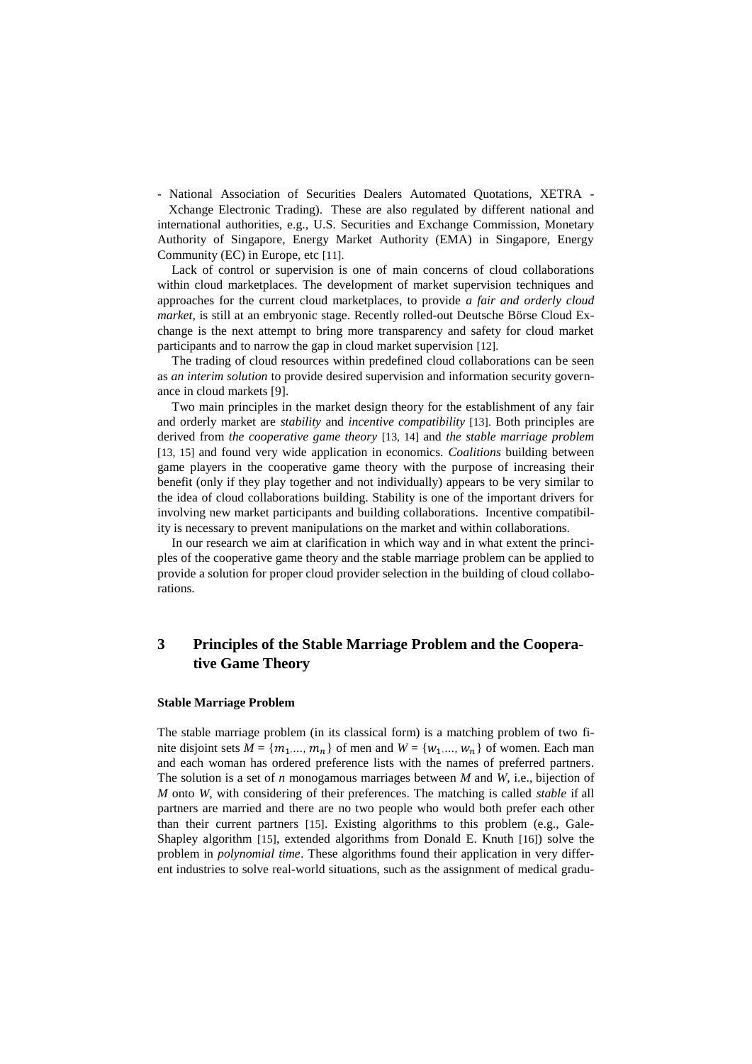- National Association of Securities Dealers Automated Quotations, XETRA - Xchange Electronic Trading). These are also regulated by different national and international authorities, e.g., U.S. Securities and Exchange Commission, Monetary Authority of Singapore, Energy Market Authority (EMA) in Singapore, Energy Community (EC) in Europe, etc [11].

Lack of control or supervision is one of main concerns of cloud collaborations within cloud marketplaces. The development of market supervision techniques and approaches for the current cloud marketplaces, to provide *a fair and orderly cloud market*, is still at an embryonic stage. Recently rolled-out Deutsche Börse Cloud Exchange is the next attempt to bring more transparency and safety for cloud market participants and to narrow the gap in cloud market supervision [12].

The trading of cloud resources within predefined cloud collaborations can be seen as *an interim solution* to provide desired supervision and information security governance in cloud markets [9].

Two main principles in the market design theory for the establishment of any fair and orderly market are *stability* and *incentive compatibility* [13]. Both principles are derived from *the cooperative game theory* [13, 14] and *the stable marriage problem* [13, 15] and found very wide application in economics. *Coalitions* building between game players in the cooperative game theory with the purpose of increasing their benefit (only if they play together and not individually) appears to be very similar to the idea of cloud collaborations building. Stability is one of the important drivers for involving new market participants and building collaborations. Incentive compatibility is necessary to prevent manipulations on the market and within collaborations.

In our research we aim at clarification in which way and in what extent the principles of the cooperative game theory and the stable marriage problem can be applied to provide a solution for proper cloud provider selection in the building of cloud collaborations.

# 3 Principles of the Stable Marriage Problem and the Cooperative Game Theory

**Stable Marriage Problem**

The stable marriage problem (in its classical form) is a matching problem of two finite disjoint sets $M = \{m_1, ..., m_n\}$ of men and $W = \{w_1, ..., w_n\}$ of women. Each man and each woman has ordered preference lists with the names of preferred partners. The solution is a set of *n* monogamous marriages between *M* and *W*, i.e., bijection of *M* onto *W*, with considering of their preferences. The matching is called *stable* if all partners are married and there are no two people who would both prefer each other than their current partners [15]. Existing algorithms to this problem (e.g., Gale-Shapley algorithm [15], extended algorithms from Donald E. Knuth [16]) solve the problem in *polynomial time*. These algorithms found their application in very different industries to solve real-world situations, such as the assignment of medical gradu-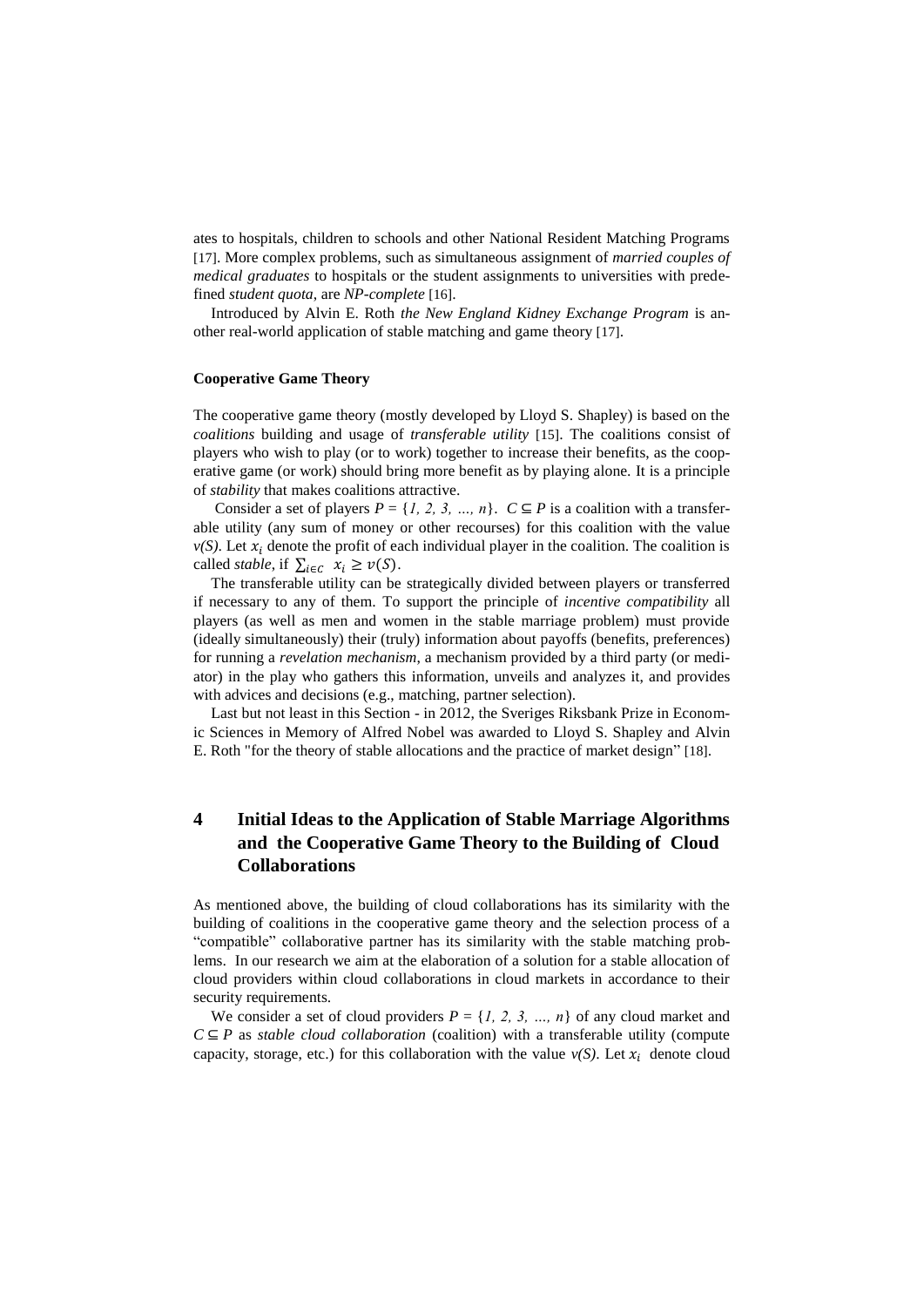ates to hospitals, children to schools and other National Resident Matching Programs [17]. More complex problems, such as simultaneous assignment of *married couples of medical graduates* to hospitals or the student assignments to universities with predefined *student quota*, are *NP-complete* [16].

Introduced by Alvin E. Roth *the New England Kidney Exchange Program* is another real-world application of stable matching and game theory [17].

#### Cooperative Game Theory

The cooperative game theory (mostly developed by Lloyd S. Shapley) is based on the *coalitions* building and usage of *transferable utility* [15]. The coalitions consist of players who wish to play (or to work) together to increase their benefits, as the cooperative game (or work) should bring more benefit as by playing alone. It is a principle of *stability* that makes coalitions attractive.

Consider a set of players $P = \{1, 2, 3, \ldots, n\}$. $C \subseteq P$ is a coalition with a transferable utility (any sum of money or other recourses) for this coalition with the value $v(S)$. Let $x_i$ denote the profit of each individual player in the coalition. The coalition is called *stable*, if $\sum_{i \in C} x_i \geq v(S)$.

The transferable utility can be strategically divided between players or transferred if necessary to any of them. To support the principle of *incentive compatibility* all players (as well as men and women in the stable marriage problem) must provide (ideally simultaneously) their (truly) information about payoffs (benefits, preferences) for running a *revelation mechanism*, a mechanism provided by a third party (or mediator) in the play who gathers this information, unveils and analyzes it, and provides with advices and decisions (e.g., matching, partner selection).

Last but not least in this Section - in 2012, the Sveriges Riksbank Prize in Economic Sciences in Memory of Alfred Nobel was awarded to Lloyd S. Shapley and Alvin E. Roth "for the theory of stable allocations and the practice of market design" [18].

## 4 Initial Ideas to the Application of Stable Marriage Algorithms and the Cooperative Game Theory to the Building of Cloud Collaborations

As mentioned above, the building of cloud collaborations has its similarity with the building of coalitions in the cooperative game theory and the selection process of a "compatible" collaborative partner has its similarity with the stable matching problems. In our research we aim at the elaboration of a solution for a stable allocation of cloud providers within cloud collaborations in cloud markets in accordance to their security requirements.

We consider a set of cloud providers $P = \{1, 2, 3, \ldots, n\}$ of any cloud market and $C \subseteq P$ as *stable cloud collaboration* (coalition) with a transferable utility (compute capacity, storage, etc.) for this collaboration with the value $v(S)$. Let $x_i$ denote cloud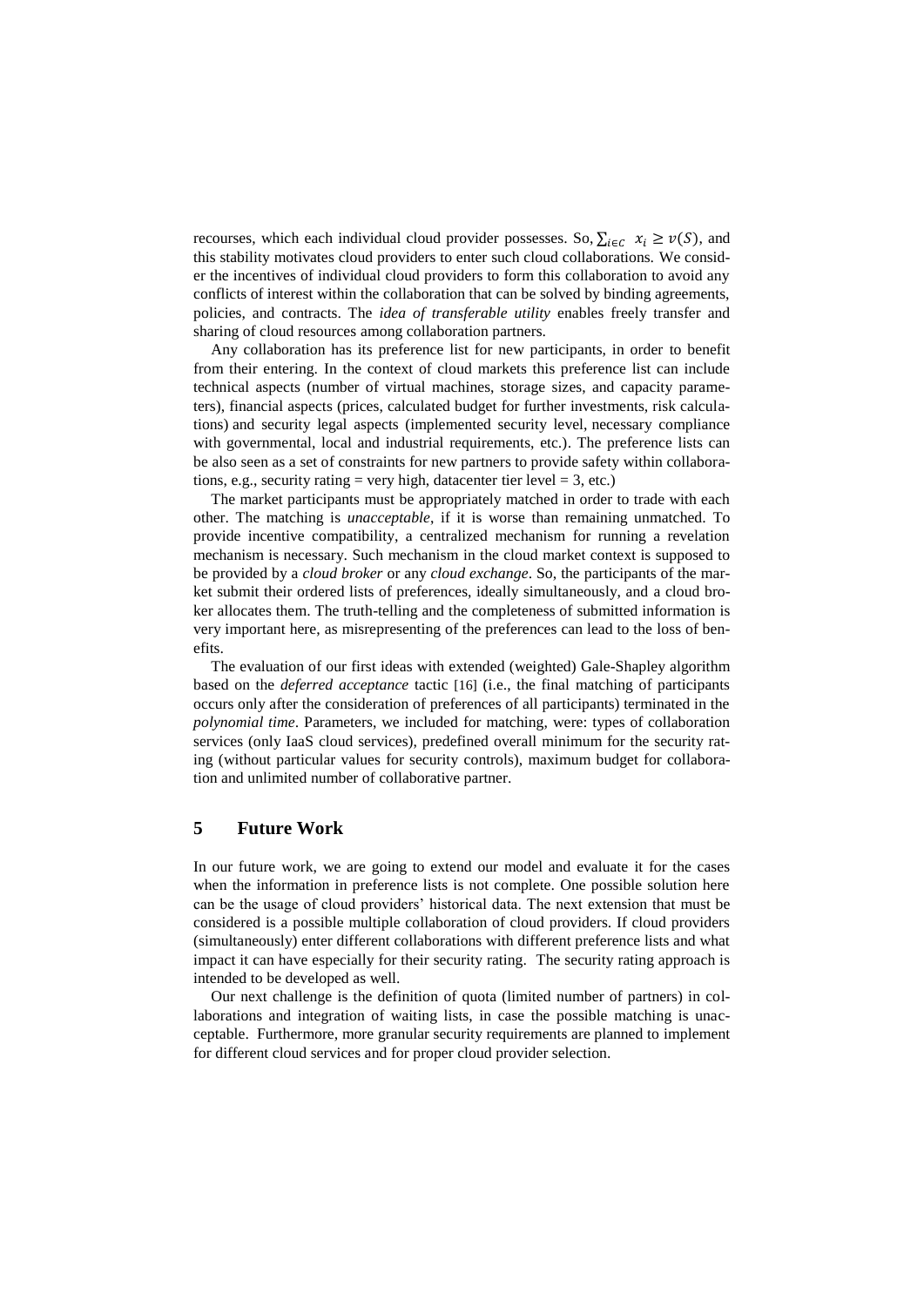recourses, which each individual cloud provider possesses. So, $\sum_{i \in C} x_i \geq v(S)$, and this stability motivates cloud providers to enter such cloud collaborations. We consider the incentives of individual cloud providers to form this collaboration to avoid any conflicts of interest within the collaboration that can be solved by binding agreements, policies, and contracts. The *idea of transferable utility* enables freely transfer and sharing of cloud resources among collaboration partners.

Any collaboration has its preference list for new participants, in order to benefit from their entering. In the context of cloud markets this preference list can include technical aspects (number of virtual machines, storage sizes, and capacity parameters), financial aspects (prices, calculated budget for further investments, risk calculations) and security legal aspects (implemented security level, necessary compliance with governmental, local and industrial requirements, etc.). The preference lists can be also seen as a set of constraints for new partners to provide safety within collaborations, e.g., security rating = very high, datacenter tier level = 3, etc.)

The market participants must be appropriately matched in order to trade with each other. The matching is *unacceptable*, if it is worse than remaining unmatched. To provide incentive compatibility, a centralized mechanism for running a revelation mechanism is necessary. Such mechanism in the cloud market context is supposed to be provided by a *cloud broker* or any *cloud exchange*. So, the participants of the market submit their ordered lists of preferences, ideally simultaneously, and a cloud broker allocates them. The truth-telling and the completeness of submitted information is very important here, as misrepresenting of the preferences can lead to the loss of benefits.

The evaluation of our first ideas with extended (weighted) Gale-Shapley algorithm based on the *deferred acceptance* tactic [16] (i.e., the final matching of participants occurs only after the consideration of preferences of all participants) terminated in the *polynomial time*. Parameters, we included for matching, were: types of collaboration services (only IaaS cloud services), predefined overall minimum for the security rating (without particular values for security controls), maximum budget for collaboration and unlimited number of collaborative partner.

## 5 Future Work

In our future work, we are going to extend our model and evaluate it for the cases when the information in preference lists is not complete. One possible solution here can be the usage of cloud providers' historical data. The next extension that must be considered is a possible multiple collaboration of cloud providers. If cloud providers (simultaneously) enter different collaborations with different preference lists and what impact it can have especially for their security rating. The security rating approach is intended to be developed as well.

Our next challenge is the definition of quota (limited number of partners) in collaborations and integration of waiting lists, in case the possible matching is unacceptable. Furthermore, more granular security requirements are planned to implement for different cloud services and for proper cloud provider selection.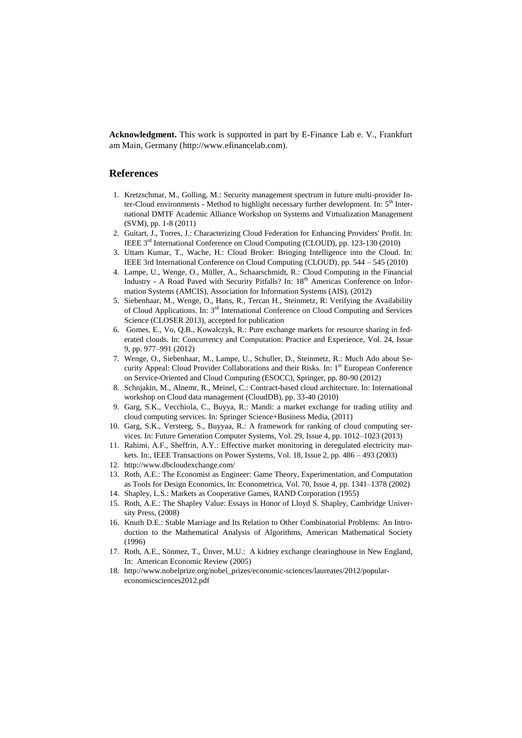**Acknowledgment.** This work is supported in part by E-Finance Lab e. V., Frankfurt am Main, Germany (http://www.efinancelab.com).

## References

1. Kretzschmar, M., Golling, M.: Security management spectrum in future multi-provider Inter-Cloud environments - Method to highlight necessary further development. In: 5th International DMTF Academic Alliance Workshop on Systems and Virtualization Management (SVM), pp. 1-8 (2011)
2. Guitart, J., Torres, J.: Characterizing Cloud Federation for Enhancing Providers' Profit. In: IEEE 3rd International Conference on Cloud Computing (CLOUD), pp. 123-130 (2010)
3. Uttam Kumar, T., Wache, H.: Cloud Broker: Bringing Intelligence into the Cloud. In: IEEE 3rd International Conference on Cloud Computing (CLOUD), pp. 544 – 545 (2010)
4. Lampe, U., Wenge, O., Müller, A., Schaarschmidt, R.: Cloud Computing in the Financial Industry - A Road Paved with Security Pitfalls? In: 18th Americas Conference on Information Systems (AMCIS), Association for Information Systems (AIS), (2012)
5. Siebenhaar, M., Wenge, O., Hans, R., Tercan H., Steinmetz, R: Verifying the Availability of Cloud Applications. In: 3rd International Conference on Cloud Computing and Services Science (CLOSER 2013), accepted for publication
6. Gomes, E., Vo, Q.B., Kowalczyk, R.: Pure exchange markets for resource sharing in federated clouds. In: Concurrency and Computation: Practice and Experience, Vol. 24, Issue 9, pp. 977–991 (2012)
7. Wenge, O., Siebenhaar, M., Lampe, U., Schuller, D., Steinmetz, R.: Much Ado about Security Appeal: Cloud Provider Collaborations and their Risks. In: 1st European Conference on Service-Oriented and Cloud Computing (ESOCC), Springer, pp. 80-90 (2012)
8. Schnjakin, M., Alnemr, R., Meinel, C.: Contract-based cloud architecture. In: International workshop on Cloud data management (CloudDB), pp. 33-40 (2010)
9. Garg, S.K., Vecchiola, C., Buyya, R.: Mandi: a market exchange for trading utility and cloud computing services. In: Springer Science+Business Media, (2011)
10. Garg, S.K., Versteeg, S., Buyyaa, R.: A framework for ranking of cloud computing services. In: Future Generation Computer Systems, Vol. 29, Issue 4, pp. 1012–1023 (2013)
11. Rahimi, A.F., Sheffrin, A.Y.: Effective market monitoring in deregulated electricity markets. In:, IEEE Transactions on Power Systems, Vol. 18, Issue 2, pp. 486 – 493 (2003)
12. http://www.dbcloudexchange.com/
13. Roth, A.E.: The Economist as Engineer: Game Theory, Experimentation, and Computation as Tools for Design Economics, In: Econometrica, Vol. 70, Issue 4, pp. 1341–1378 (2002)
14. Shapley, L.S.: Markets as Cooperative Games, RAND Corporation (1955)
15. Roth, A.E.: The Shapley Value: Essays in Honor of Lloyd S. Shapley, Cambridge University Press, (2008)
16. Knuth D.E.: Stable Marriage and Its Relation to Other Combinatorial Problems: An Introduction to the Mathematical Analysis of Algorithms, American Mathematical Society (1996)
17. Roth, A.E., Sönmez, T., Ünver, M.U.: A kidney exchange clearinghouse in New England, In: American Economic Review (2005)
18. http://www.nobelprize.org/nobel_prizes/economic-sciences/laureates/2012/popular-economicsciences2012.pdf